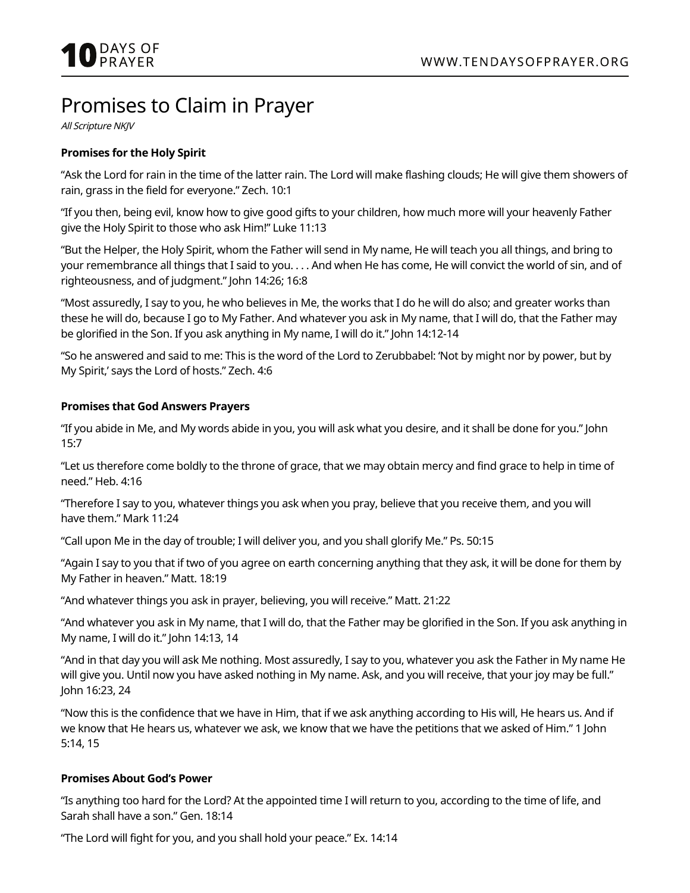# Promises to Claim in Prayer

*All Scripture NKJV*

**Promises for the Holy Spirit**

"Ask the Lord for rain in the time of the latter rain. The Lord will make flashing clouds; He will give them showers of rain, grass in the field for everyone." Zech. 10:1

"If you then, being evil, know how to give good gifts to your children, how much more will your heavenly Father give the Holy Spirit to those who ask Him!" Luke 11:13

"But the Helper, the Holy Spirit, whom the Father will send in My name, He will teach you all things, and bring to your remembrance all things that I said to you. . . . And when He has come, He will convict the world of sin, and of righteousness, and of judgment." John 14:26; 16:8

"Most assuredly, I say to you, he who believes in Me, the works that I do he will do also; and greater works than these he will do, because I go to My Father. And whatever you ask in My name, that I will do, that the Father may be glorified in the Son. If you ask anything in My name, I will do it." John 14:12-14

"So he answered and said to me: This is the word of the Lord to Zerubbabel: 'Not by might nor by power, but by My Spirit,' says the Lord of hosts." Zech. 4:6

**Promises that God Answers Prayers**

"If you abide in Me, and My words abide in you, you will ask what you desire, and it shall be done for you." John 15:7

"Let us therefore come boldly to the throne of grace, that we may obtain mercy and find grace to help in time of need." Heb. 4:16

"Therefore I say to you, whatever things you ask when you pray, believe that you receive them, and you will have them." Mark 11:24

"Call upon Me in the day of trouble; I will deliver you, and you shall glorify Me." Ps. 50:15

"Again I say to you that if two of you agree on earth concerning anything that they ask, it will be done for them by My Father in heaven." Matt. 18:19

"And whatever things you ask in prayer, believing, you will receive." Matt. 21:22

"And whatever you ask in My name, that I will do, that the Father may be glorified in the Son. If you ask anything in My name, I will do it." John 14:13, 14

"And in that day you will ask Me nothing. Most assuredly, I say to you, whatever you ask the Father in My name He will give you. Until now you have asked nothing in My name. Ask, and you will receive, that your joy may be full." John 16:23, 24

"Now this is the confidence that we have in Him, that if we ask anything according to His will, He hears us. And if we know that He hears us, whatever we ask, we know that we have the petitions that we asked of Him." 1 John 5:14, 15

**Promises About God's Power**

"Is anything too hard for the Lord? At the appointed time I will return to you, according to the time of life, and Sarah shall have a son." Gen. 18:14

"The Lord will fight for you, and you shall hold your peace." Ex. 14:14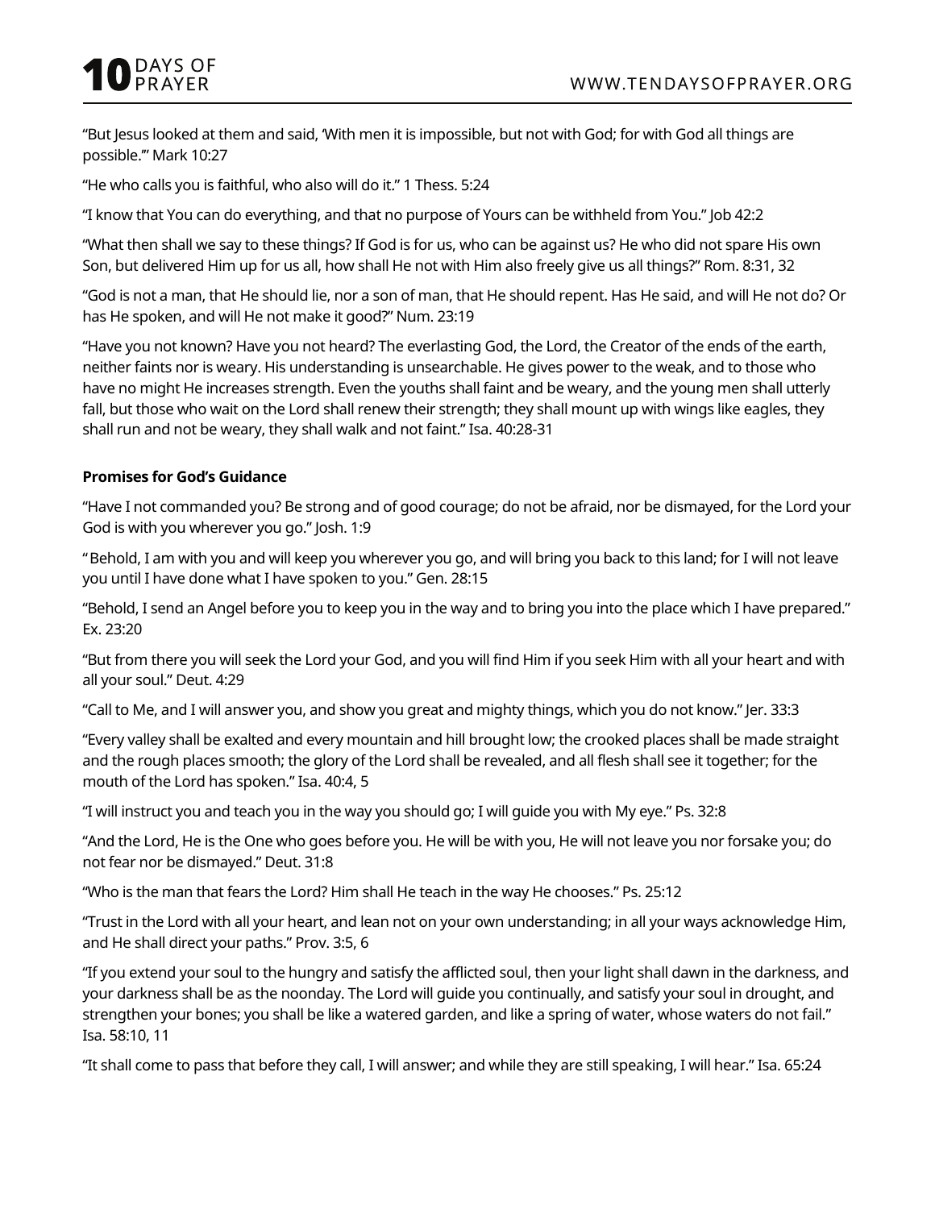"But Jesus looked at them and said, 'With men it is impossible, but not with God; for with God all things are possible.'" Mark 10:27

"He who calls you is faithful, who also will do it." 1 Thess. 5:24

"I know that You can do everything, and that no purpose of Yours can be withheld from You." Job 42:2

"What then shall we say to these things? If God is for us, who can be against us? He who did not spare His own Son, but delivered Him up for us all, how shall He not with Him also freely give us all things?" Rom. 8:31, 32

"God is not a man, that He should lie, nor a son of man, that He should repent. Has He said, and will He not do? Or has He spoken, and will He not make it good?" Num. 23:19

"Have you not known? Have you not heard? The everlasting God, the Lord, the Creator of the ends of the earth, neither faints nor is weary. His understanding is unsearchable. He gives power to the weak, and to those who have no might He increases strength. Even the youths shall faint and be weary, and the young men shall utterly fall, but those who wait on the Lord shall renew their strength; they shall mount up with wings like eagles, they shall run and not be weary, they shall walk and not faint." Isa. 40:28-31

**Promises for God's Guidance**

"Have I not commanded you? Be strong and of good courage; do not be afraid, nor be dismayed, for the Lord your God is with you wherever you go." Josh. 1:9

" Behold, I am with you and will keep you wherever you go, and will bring you back to this land; for I will not leave you until I have done what I have spoken to you." Gen. 28:15

"Behold, I send an Angel before you to keep you in the way and to bring you into the place which I have prepared." Ex. 23:20

"But from there you will seek the Lord your God, and you will find Him if you seek Him with all your heart and with all your soul." Deut. 4:29

"Call to Me, and I will answer you, and show you great and mighty things, which you do not know." Jer. 33:3

"Every valley shall be exalted and every mountain and hill brought low; the crooked places shall be made straight and the rough places smooth; the glory of the Lord shall be revealed, and all flesh shall see it together; for the mouth of the Lord has spoken." Isa. 40:4, 5

"I will instruct you and teach you in the way you should go; I will guide you with My eye." Ps. 32:8

"And the Lord, He is the One who goes before you. He will be with you, He will not leave you nor forsake you; do not fear nor be dismayed." Deut. 31:8

"Who is the man that fears the Lord? Him shall He teach in the way He chooses." Ps. 25:12

"Trust in the Lord with all your heart, and lean not on your own understanding; in all your ways acknowledge Him, and He shall direct your paths." Prov. 3:5, 6

"If you extend your soul to the hungry and satisfy the afflicted soul, then your light shall dawn in the darkness, and your darkness shall be as the noonday. The Lord will guide you continually, and satisfy your soul in drought, and strengthen your bones; you shall be like a watered garden, and like a spring of water, whose waters do not fail." Isa. 58:10, 11

"It shall come to pass that before they call, I will answer; and while they are still speaking, I will hear." Isa. 65:24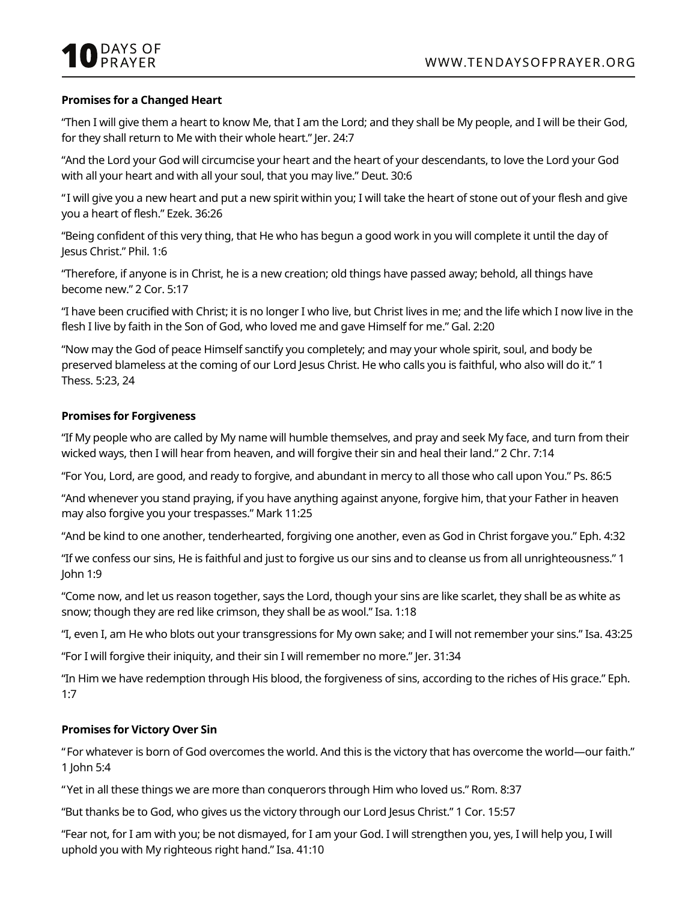**Promises for a Changed Heart**

“Then I will give them a heart to know Me, that I am the Lord; and they shall be My people, and I will be their God, for they shall return to Me with their whole heart.” Jer. 24:7

“And the Lord your God will circumcise your heart and the heart of your descendants, to love the Lord your God with all your heart and with all your soul, that you may live.” Deut. 30:6

“ I will give you a new heart and put a new spirit within you; I will take the heart of stone out of your flesh and give you a heart of flesh.” Ezek. 36:26

“Being confident of this very thing, that He who has begun a good work in you will complete it until the day of Jesus Christ.” Phil. 1:6

“Therefore, if anyone is in Christ, he is a new creation; old things have passed away; behold, all things have become new.” 2 Cor. 5:17

“I have been crucified with Christ; it is no longer I who live, but Christ lives in me; and the life which I now live in the flesh I live by faith in the Son of God, who loved me and gave Himself for me.” Gal. 2:20

“Now may the God of peace Himself sanctify you completely; and may your whole spirit, soul, and body be preserved blameless at the coming of our Lord Jesus Christ. He who calls you is faithful, who also will do it.” 1 Thess. 5:23, 24

**Promises for Forgiveness**

“If My people who are called by My name will humble themselves, and pray and seek My face, and turn from their wicked ways, then I will hear from heaven, and will forgive their sin and heal their land.” 2 Chr. 7:14

“For You, Lord, are good, and ready to forgive, and abundant in mercy to all those who call upon You.” Ps. 86:5

“And whenever you stand praying, if you have anything against anyone, forgive him, that your Father in heaven may also forgive you your trespasses.” Mark 11:25

“And be kind to one another, tenderhearted, forgiving one another, even as God in Christ forgave you.” Eph. 4:32

“If we confess our sins, He is faithful and just to forgive us our sins and to cleanse us from all unrighteousness.” 1 John 1:9

“Come now, and let us reason together, says the Lord, though your sins are like scarlet, they shall be as white as snow; though they are red like crimson, they shall be as wool.” Isa. 1:18

“I, even I, am He who blots out your transgressions for My own sake; and I will not remember your sins.” Isa. 43:25

“For I will forgive their iniquity, and their sin I will remember no more.” Jer. 31:34

“In Him we have redemption through His blood, the forgiveness of sins, according to the riches of His grace.” Eph. 1:7

**Promises for Victory Over Sin**

“ For whatever is born of God overcomes the world. And this is the victory that has overcome the world—our faith.” 1 John 5:4

“ Yet in all these things we are more than conquerors through Him who loved us.” Rom. 8:37

“But thanks be to God, who gives us the victory through our Lord Jesus Christ.” 1 Cor. 15:57

“Fear not, for I am with you; be not dismayed, for I am your God. I will strengthen you, yes, I will help you, I will uphold you with My righteous right hand.” Isa. 41:10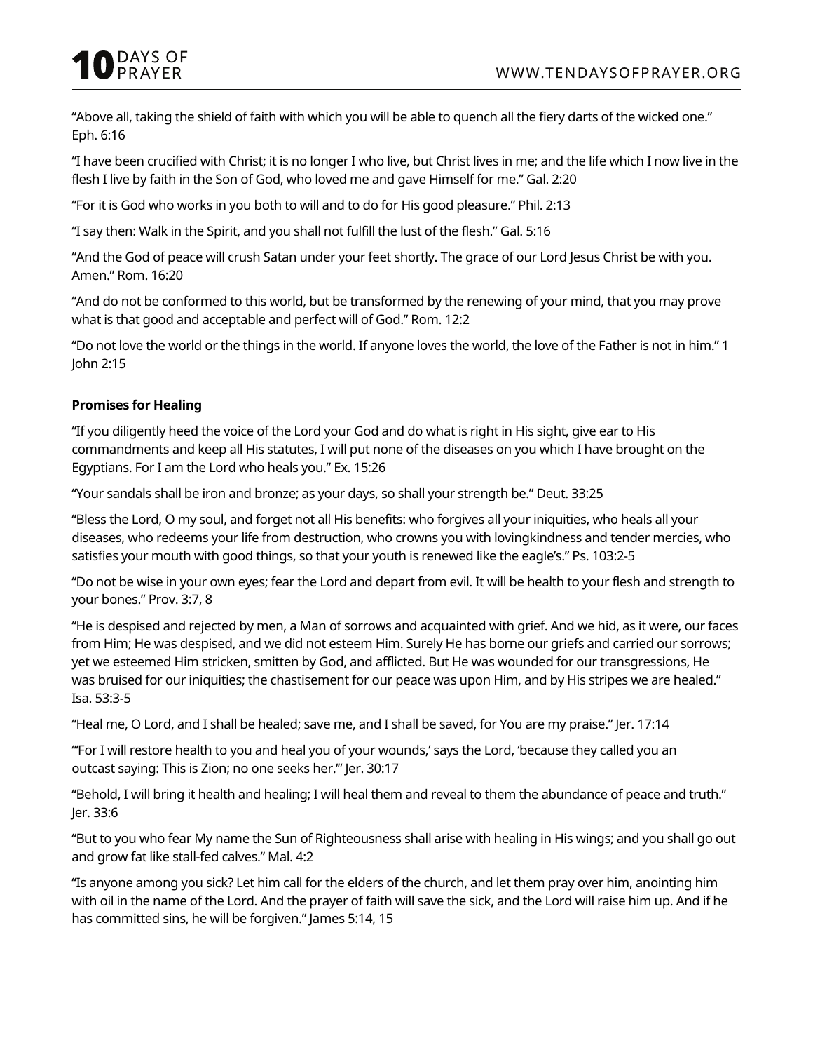"Above all, taking the shield of faith with which you will be able to quench all the fiery darts of the wicked one." Eph. 6:16

"I have been crucified with Christ; it is no longer I who live, but Christ lives in me; and the life which I now live in the flesh I live by faith in the Son of God, who loved me and gave Himself for me." Gal. 2:20

"For it is God who works in you both to will and to do for His good pleasure." Phil. 2:13

"I say then: Walk in the Spirit, and you shall not fulfill the lust of the flesh." Gal. 5:16

"And the God of peace will crush Satan under your feet shortly. The grace of our Lord Jesus Christ be with you. Amen." Rom. 16:20

"And do not be conformed to this world, but be transformed by the renewing of your mind, that you may prove what is that good and acceptable and perfect will of God." Rom. 12:2

"Do not love the world or the things in the world. If anyone loves the world, the love of the Father is not in him." 1 John 2:15

**Promises for Healing**

"If you diligently heed the voice of the Lord your God and do what is right in His sight, give ear to His commandments and keep all His statutes, I will put none of the diseases on you which I have brought on the Egyptians. For I am the Lord who heals you." Ex. 15:26

"Your sandals shall be iron and bronze; as your days, so shall your strength be." Deut. 33:25

"Bless the Lord, O my soul, and forget not all His benefits: who forgives all your iniquities, who heals all your diseases, who redeems your life from destruction, who crowns you with lovingkindness and tender mercies, who satisfies your mouth with good things, so that your youth is renewed like the eagle's." Ps. 103:2-5

"Do not be wise in your own eyes; fear the Lord and depart from evil. It will be health to your flesh and strength to your bones." Prov. 3:7, 8

"He is despised and rejected by men, a Man of sorrows and acquainted with grief. And we hid, as it were, our faces from Him; He was despised, and we did not esteem Him. Surely He has borne our griefs and carried our sorrows; yet we esteemed Him stricken, smitten by God, and afflicted. But He was wounded for our transgressions, He was bruised for our iniquities; the chastisement for our peace was upon Him, and by His stripes we are healed." Isa. 53:3-5

"Heal me, O Lord, and I shall be healed; save me, and I shall be saved, for You are my praise." Jer. 17:14

"'For I will restore health to you and heal you of your wounds,' says the Lord, 'because they called you an outcast saying: This is Zion; no one seeks her.'" Jer. 30:17

"Behold, I will bring it health and healing; I will heal them and reveal to them the abundance of peace and truth." Jer. 33:6

"But to you who fear My name the Sun of Righteousness shall arise with healing in His wings; and you shall go out and grow fat like stall-fed calves." Mal. 4:2

"Is anyone among you sick? Let him call for the elders of the church, and let them pray over him, anointing him with oil in the name of the Lord. And the prayer of faith will save the sick, and the Lord will raise him up. And if he has committed sins, he will be forgiven." James 5:14, 15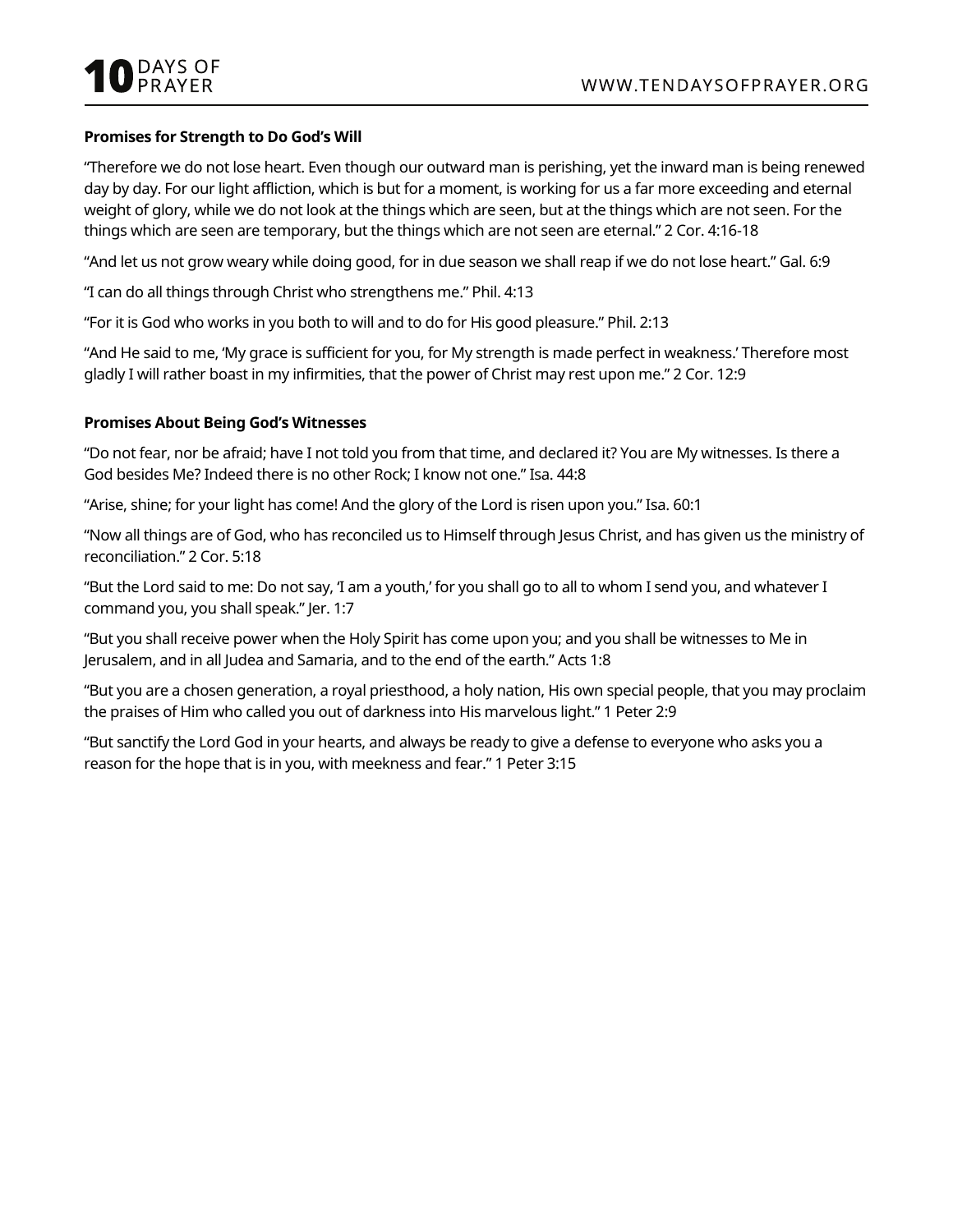**Promises for Strength to Do God's Will**

"Therefore we do not lose heart. Even though our outward man is perishing, yet the inward man is being renewed day by day. For our light affliction, which is but for a moment, is working for us a far more exceeding and eternal weight of glory, while we do not look at the things which are seen, but at the things which are not seen. For the things which are seen are temporary, but the things which are not seen are eternal." 2 Cor. 4:16-18

"And let us not grow weary while doing good, for in due season we shall reap if we do not lose heart." Gal. 6:9

"I can do all things through Christ who strengthens me." Phil. 4:13

"For it is God who works in you both to will and to do for His good pleasure." Phil. 2:13

"And He said to me, 'My grace is sufficient for you, for My strength is made perfect in weakness.' Therefore most gladly I will rather boast in my infirmities, that the power of Christ may rest upon me." 2 Cor. 12:9

**Promises About Being God's Witnesses**

"Do not fear, nor be afraid; have I not told you from that time, and declared it? You are My witnesses. Is there a God besides Me? Indeed there is no other Rock; I know not one." Isa. 44:8

"Arise, shine; for your light has come! And the glory of the Lord is risen upon you." Isa. 60:1

"Now all things are of God, who has reconciled us to Himself through Jesus Christ, and has given us the ministry of reconciliation." 2 Cor. 5:18

"But the Lord said to me: Do not say, 'I am a youth,' for you shall go to all to whom I send you, and whatever I command you, you shall speak." Jer. 1:7

"But you shall receive power when the Holy Spirit has come upon you; and you shall be witnesses to Me in Jerusalem, and in all Judea and Samaria, and to the end of the earth." Acts 1:8

"But you are a chosen generation, a royal priesthood, a holy nation, His own special people, that you may proclaim the praises of Him who called you out of darkness into His marvelous light." 1 Peter 2:9

"But sanctify the Lord God in your hearts, and always be ready to give a defense to everyone who asks you a reason for the hope that is in you, with meekness and fear." 1 Peter 3:15